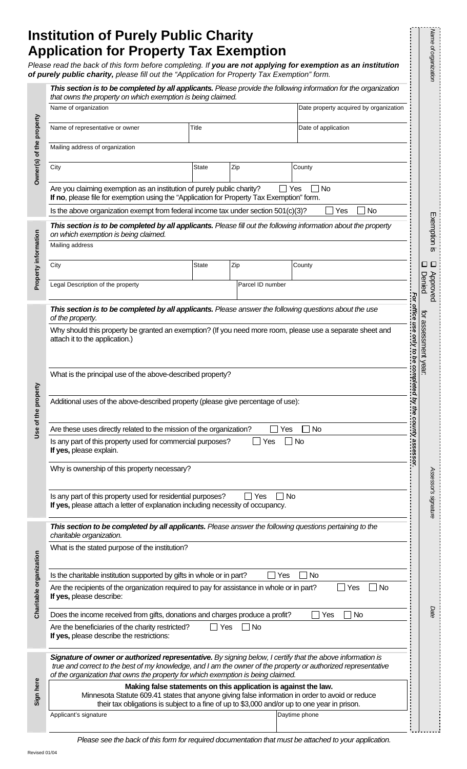# Institution of Purely Public Charity Application for Property Tax Exemption

*Please read the back of this form before completing. If **you are not applying for exemption as an institution of purely public charity**, please fill out the "Application for Property Tax Exemption" form.*

## Owner(s) of the property

***This section is to be completed by all applicants.** Please provide the following information for the organization that owns the property on which exemption is being claimed.*

| Name of organization | | | Date property acquired by organization |
|---|---|---|---|
| Name of representative or owner | Title | | Date of application |
| Mailing address of organization | | | |
| City | State | Zip | County |

Are you claiming exemption as an institution of purely public charity? ☐ Yes ☐ No
**If no**, please file for exemption using the "Application for Property Tax Exemption" form.

Is the above organization exempt from federal income tax under section 501(c)(3)? ☐ Yes ☐ No

## Property information

***This section is to be completed by all applicants.** Please fill out the following information about the property on which exemption is being claimed.*

| Mailing address | | | |
|---|---|---|---|
| City | State | Zip | County |
| Legal Description of the property | | Parcel ID number | |

## Use of the property

***This section is to be completed by all applicants.** Please answer the following questions about the use of the property.*

Why should this property be granted an exemption? (If you need more room, please use a separate sheet and attach it to the application.)

What is the principal use of the above-described property?

Additional uses of the above-described property (please give percentage of use):

Are these uses directly related to the mission of the organization? ☐ Yes ☐ No

Is any part of this property used for commercial purposes? ☐ Yes ☐ No
**If yes,** please explain.

Why is ownership of this property necessary?

Is any part of this property used for residential purposes? ☐ Yes ☐ No
**If yes,** please attach a letter of explanation including necessity of occupancy.

## Charitable organization

***This section to be completed by all applicants.** Please answer the following questions pertaining to the charitable organization.*

What is the stated purpose of the institution?

Is the charitable institution supported by gifts in whole or in part? ☐ Yes ☐ No

Are the recipients of the organization required to pay for assistance in whole or in part? ☐ Yes ☐ No
**If yes,** please describe:

Does the income received from gifts, donations and charges produce a profit? ☐ Yes ☐ No

Are the beneficiaries of the charity restricted? ☐ Yes ☐ No
**If yes,** please describe the restrictions:

## Sign here

***Signature of owner or authorized representative.** By signing below, I certify that the above information is true and correct to the best of my knowledge, and I am the owner of the property or authorized representative of the organization that owns the property for which exemption is being claimed.*

**Making false statements on this application is against the law.**
Minnesota Statute 609.41 states that anyone giving false information in order to avoid or reduce their tax obligations is subject to a fine of up to $3,000 and/or up to one year in prison.

| Applicant's signature | Daytime phone |
|---|---|
| | |

*Please see the back of this form for required documentation that must be attached to your application.*

***For office use only to be completed by the county assessor.***

*Name of organization*

Exemption is ☐ Approved ☐ Denied for assessment year:

*Assessor's signature*

*Date*

Revised 01/04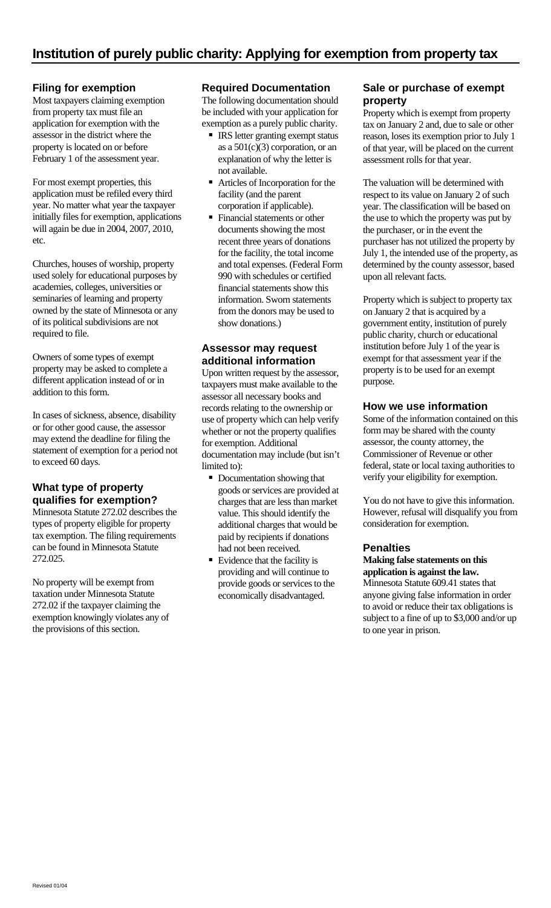# Institution of purely public charity: Applying for exemption from property tax

## Filing for exemption

Most taxpayers claiming exemption from property tax must file an application for exemption with the assessor in the district where the property is located on or before February 1 of the assessment year.

For most exempt properties, this application must be refiled every third year. No matter what year the taxpayer initially files for exemption, applications will again be due in 2004, 2007, 2010, etc.

Churches, houses of worship, property used solely for educational purposes by academies, colleges, universities or seminaries of learning and property owned by the state of Minnesota or any of its political subdivisions are not required to file.

Owners of some types of exempt property may be asked to complete a different application instead of or in addition to this form.

In cases of sickness, absence, disability or for other good cause, the assessor may extend the deadline for filing the statement of exemption for a period not to exceed 60 days.

## What type of property qualifies for exemption?

Minnesota Statute 272.02 describes the types of property eligible for property tax exemption. The filing requirements can be found in Minnesota Statute 272.025.

No property will be exempt from taxation under Minnesota Statute 272.02 if the taxpayer claiming the exemption knowingly violates any of the provisions of this section.

## Required Documentation

The following documentation should be included with your application for exemption as a purely public charity.

- IRS letter granting exempt status as a 501(c)(3) corporation, or an explanation of why the letter is not available.
- Articles of Incorporation for the facility (and the parent corporation if applicable).
- Financial statements or other documents showing the most recent three years of donations for the facility, the total income and total expenses. (Federal Form 990 with schedules or certified financial statements show this information. Sworn statements from the donors may be used to show donations.)

## Assessor may request additional information

Upon written request by the assessor, taxpayers must make available to the assessor all necessary books and records relating to the ownership or use of property which can help verify whether or not the property qualifies for exemption. Additional documentation may include (but isn't limited to):

- Documentation showing that goods or services are provided at charges that are less than market value. This should identify the additional charges that would be paid by recipients if donations had not been received.
- Evidence that the facility is providing and will continue to provide goods or services to the economically disadvantaged.

## Sale or purchase of exempt property

Property which is exempt from property tax on January 2 and, due to sale or other reason, loses its exemption prior to July 1 of that year, will be placed on the current assessment rolls for that year.

The valuation will be determined with respect to its value on January 2 of such year. The classification will be based on the use to which the property was put by the purchaser, or in the event the purchaser has not utilized the property by July 1, the intended use of the property, as determined by the county assessor, based upon all relevant facts.

Property which is subject to property tax on January 2 that is acquired by a government entity, institution of purely public charity, church or educational institution before July 1 of the year is exempt for that assessment year if the property is to be used for an exempt purpose.

## How we use information

Some of the information contained on this form may be shared with the county assessor, the county attorney, the Commissioner of Revenue or other federal, state or local taxing authorities to verify your eligibility for exemption.

You do not have to give this information. However, refusal will disqualify you from consideration for exemption.

## Penalties

**Making false statements on this application is against the law.** Minnesota Statute 609.41 states that anyone giving false information in order to avoid or reduce their tax obligations is subject to a fine of up to $3,000 and/or up to one year in prison.

Revised 01/04